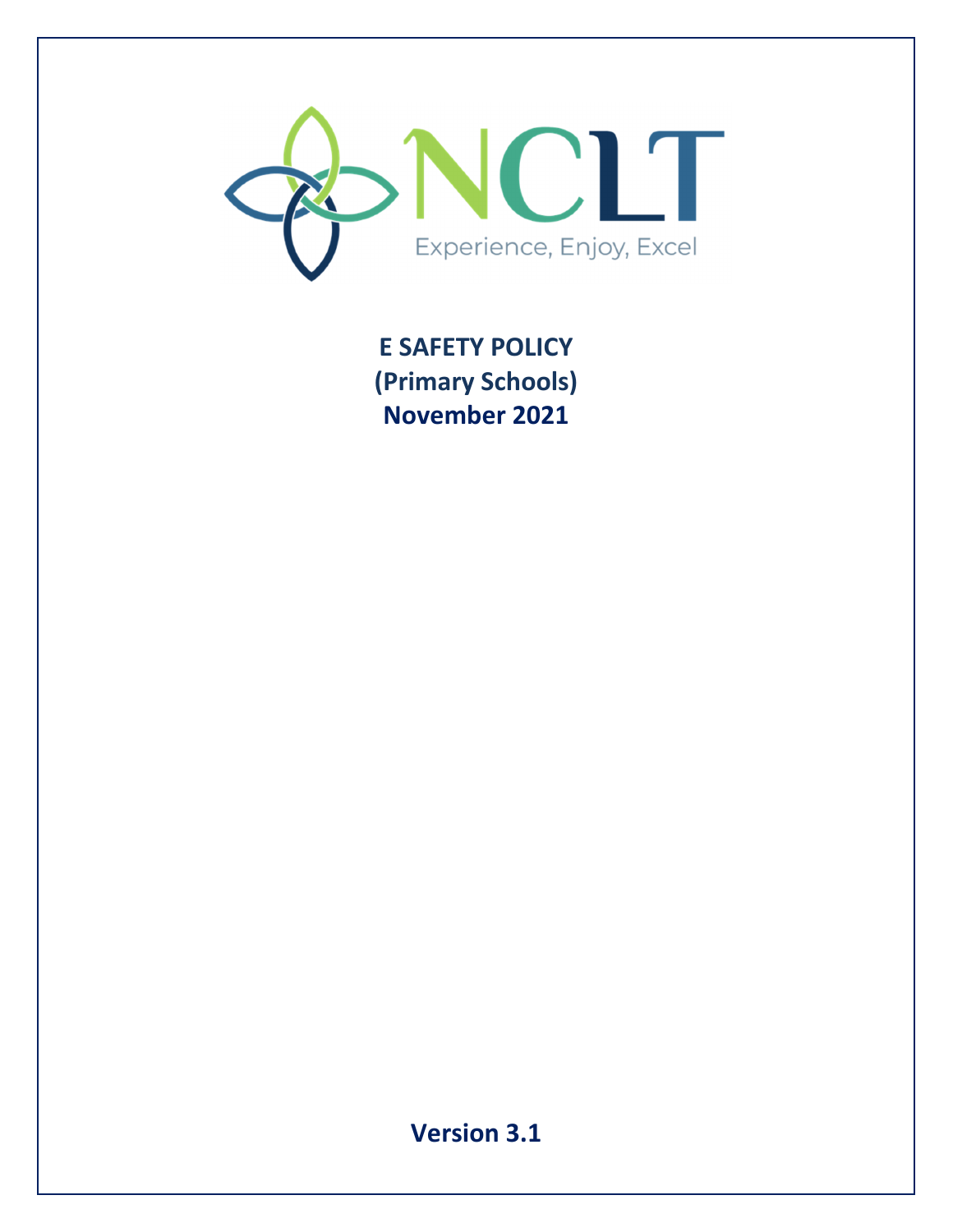NCLT

Experience, Enjoy, Excel

# E SAFETY POLICY (Primary Schools) November 2021

**Version 3.1**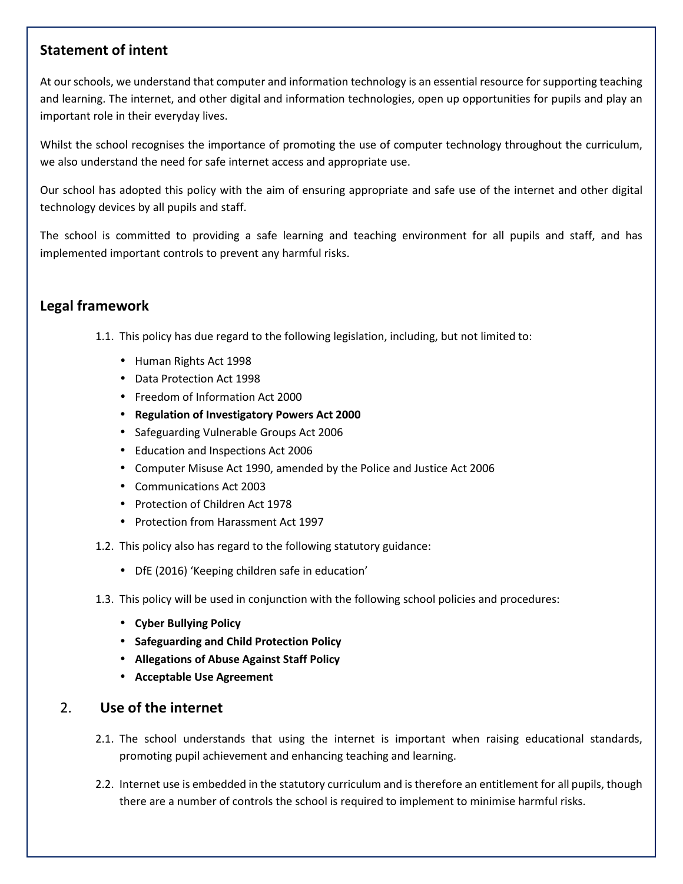## Statement of intent

At our schools, we understand that computer and information technology is an essential resource for supporting teaching and learning. The internet, and other digital and information technologies, open up opportunities for pupils and play an important role in their everyday lives.

Whilst the school recognises the importance of promoting the use of computer technology throughout the curriculum, we also understand the need for safe internet access and appropriate use.

Our school has adopted this policy with the aim of ensuring appropriate and safe use of the internet and other digital technology devices by all pupils and staff.

The school is committed to providing a safe learning and teaching environment for all pupils and staff, and has implemented important controls to prevent any harmful risks.

## Legal framework

1.1. This policy has due regard to the following legislation, including, but not limited to:

- Human Rights Act 1998
- Data Protection Act 1998
- Freedom of Information Act 2000
- **Regulation of Investigatory Powers Act 2000**
- Safeguarding Vulnerable Groups Act 2006
- Education and Inspections Act 2006
- Computer Misuse Act 1990, amended by the Police and Justice Act 2006
- Communications Act 2003
- Protection of Children Act 1978
- Protection from Harassment Act 1997

1.2. This policy also has regard to the following statutory guidance:

- DfE (2016) 'Keeping children safe in education'

1.3. This policy will be used in conjunction with the following school policies and procedures:

- **Cyber Bullying Policy**
- **Safeguarding and Child Protection Policy**
- **Allegations of Abuse Against Staff Policy**
- **Acceptable Use Agreement**

## 2. Use of the internet

2.1. The school understands that using the internet is important when raising educational standards, promoting pupil achievement and enhancing teaching and learning.

2.2. Internet use is embedded in the statutory curriculum and is therefore an entitlement for all pupils, though there are a number of controls the school is required to implement to minimise harmful risks.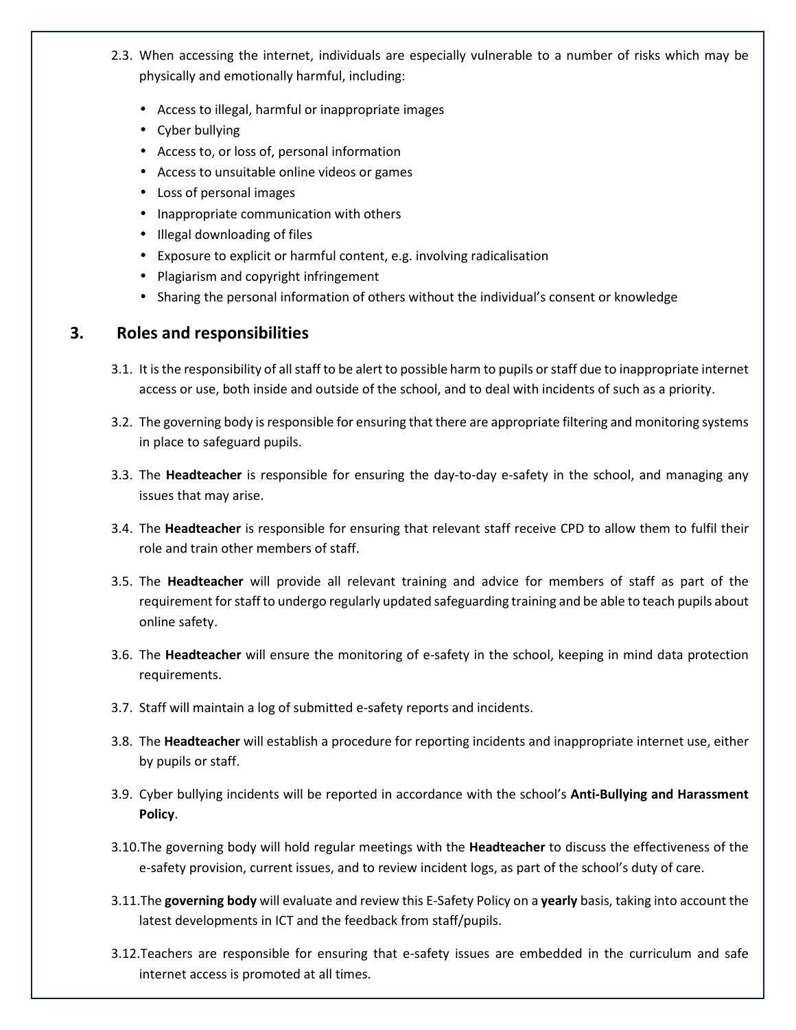2.3. When accessing the internet, individuals are especially vulnerable to a number of risks which may be physically and emotionally harmful, including:

- Access to illegal, harmful or inappropriate images
- Cyber bullying
- Access to, or loss of, personal information
- Access to unsuitable online videos or games
- Loss of personal images
- Inappropriate communication with others
- Illegal downloading of files
- Exposure to explicit or harmful content, e.g. involving radicalisation
- Plagiarism and copyright infringement
- Sharing the personal information of others without the individual's consent or knowledge

## 3. Roles and responsibilities

3.1. It is the responsibility of all staff to be alert to possible harm to pupils or staff due to inappropriate internet access or use, both inside and outside of the school, and to deal with incidents of such as a priority.

3.2. The governing body is responsible for ensuring that there are appropriate filtering and monitoring systems in place to safeguard pupils.

3.3. The **Headteacher** is responsible for ensuring the day-to-day e-safety in the school, and managing any issues that may arise.

3.4. The **Headteacher** is responsible for ensuring that relevant staff receive CPD to allow them to fulfil their role and train other members of staff.

3.5. The **Headteacher** will provide all relevant training and advice for members of staff as part of the requirement for staff to undergo regularly updated safeguarding training and be able to teach pupils about online safety.

3.6. The **Headteacher** will ensure the monitoring of e-safety in the school, keeping in mind data protection requirements.

3.7. Staff will maintain a log of submitted e-safety reports and incidents.

3.8. The **Headteacher** will establish a procedure for reporting incidents and inappropriate internet use, either by pupils or staff.

3.9. Cyber bullying incidents will be reported in accordance with the school's **Anti-Bullying and Harassment Policy**.

3.10. The governing body will hold regular meetings with the **Headteacher** to discuss the effectiveness of the e-safety provision, current issues, and to review incident logs, as part of the school's duty of care.

3.11. The **governing body** will evaluate and review this E-Safety Policy on a **yearly** basis, taking into account the latest developments in ICT and the feedback from staff/pupils.

3.12. Teachers are responsible for ensuring that e-safety issues are embedded in the curriculum and safe internet access is promoted at all times.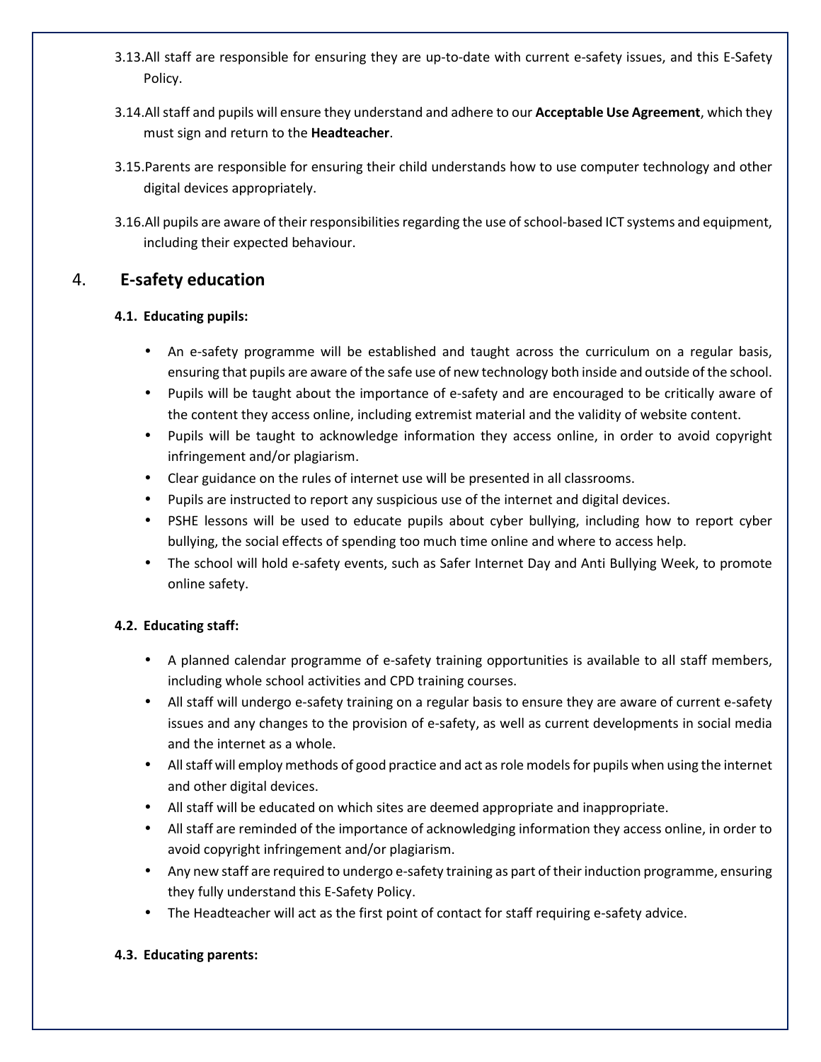3.13. All staff are responsible for ensuring they are up-to-date with current e-safety issues, and this E-Safety Policy.

3.14. All staff and pupils will ensure they understand and adhere to our **Acceptable Use Agreement**, which they must sign and return to the **Headteacher**.

3.15. Parents are responsible for ensuring their child understands how to use computer technology and other digital devices appropriately.

3.16. All pupils are aware of their responsibilities regarding the use of school-based ICT systems and equipment, including their expected behaviour.

## 4. E-safety education

### 4.1. Educating pupils:

- An e-safety programme will be established and taught across the curriculum on a regular basis, ensuring that pupils are aware of the safe use of new technology both inside and outside of the school.
- Pupils will be taught about the importance of e-safety and are encouraged to be critically aware of the content they access online, including extremist material and the validity of website content.
- Pupils will be taught to acknowledge information they access online, in order to avoid copyright infringement and/or plagiarism.
- Clear guidance on the rules of internet use will be presented in all classrooms.
- Pupils are instructed to report any suspicious use of the internet and digital devices.
- PSHE lessons will be used to educate pupils about cyber bullying, including how to report cyber bullying, the social effects of spending too much time online and where to access help.
- The school will hold e-safety events, such as Safer Internet Day and Anti Bullying Week, to promote online safety.

### 4.2. Educating staff:

- A planned calendar programme of e-safety training opportunities is available to all staff members, including whole school activities and CPD training courses.
- All staff will undergo e-safety training on a regular basis to ensure they are aware of current e-safety issues and any changes to the provision of e-safety, as well as current developments in social media and the internet as a whole.
- All staff will employ methods of good practice and act as role models for pupils when using the internet and other digital devices.
- All staff will be educated on which sites are deemed appropriate and inappropriate.
- All staff are reminded of the importance of acknowledging information they access online, in order to avoid copyright infringement and/or plagiarism.
- Any new staff are required to undergo e-safety training as part of their induction programme, ensuring they fully understand this E-Safety Policy.
- The Headteacher will act as the first point of contact for staff requiring e-safety advice.

### 4.3. Educating parents: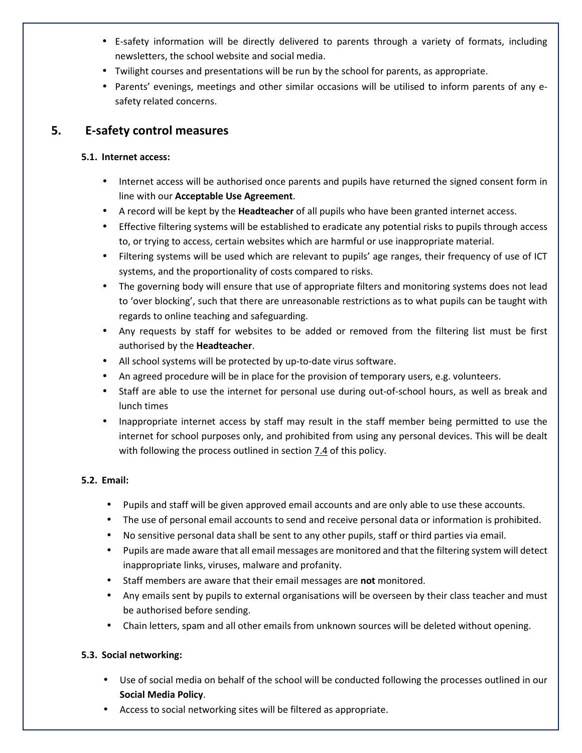- E-safety information will be directly delivered to parents through a variety of formats, including newsletters, the school website and social media.
- Twilight courses and presentations will be run by the school for parents, as appropriate.
- Parents' evenings, meetings and other similar occasions will be utilised to inform parents of any e-safety related concerns.

## 5. E-safety control measures

### 5.1. Internet access:

- Internet access will be authorised once parents and pupils have returned the signed consent form in line with our **Acceptable Use Agreement**.
- A record will be kept by the **Headteacher** of all pupils who have been granted internet access.
- Effective filtering systems will be established to eradicate any potential risks to pupils through access to, or trying to access, certain websites which are harmful or use inappropriate material.
- Filtering systems will be used which are relevant to pupils' age ranges, their frequency of use of ICT systems, and the proportionality of costs compared to risks.
- The governing body will ensure that use of appropriate filters and monitoring systems does not lead to 'over blocking', such that there are unreasonable restrictions as to what pupils can be taught with regards to online teaching and safeguarding.
- Any requests by staff for websites to be added or removed from the filtering list must be first authorised by the **Headteacher**.
- All school systems will be protected by up-to-date virus software.
- An agreed procedure will be in place for the provision of temporary users, e.g. volunteers.
- Staff are able to use the internet for personal use during out-of-school hours, as well as break and lunch times
- Inappropriate internet access by staff may result in the staff member being permitted to use the internet for school purposes only, and prohibited from using any personal devices. This will be dealt with following the process outlined in section 7.4 of this policy.

### 5.2. Email:

- Pupils and staff will be given approved email accounts and are only able to use these accounts.
- The use of personal email accounts to send and receive personal data or information is prohibited.
- No sensitive personal data shall be sent to any other pupils, staff or third parties via email.
- Pupils are made aware that all email messages are monitored and that the filtering system will detect inappropriate links, viruses, malware and profanity.
- Staff members are aware that their email messages are **not** monitored.
- Any emails sent by pupils to external organisations will be overseen by their class teacher and must be authorised before sending.
- Chain letters, spam and all other emails from unknown sources will be deleted without opening.

### 5.3. Social networking:

- Use of social media on behalf of the school will be conducted following the processes outlined in our **Social Media Policy**.
- Access to social networking sites will be filtered as appropriate.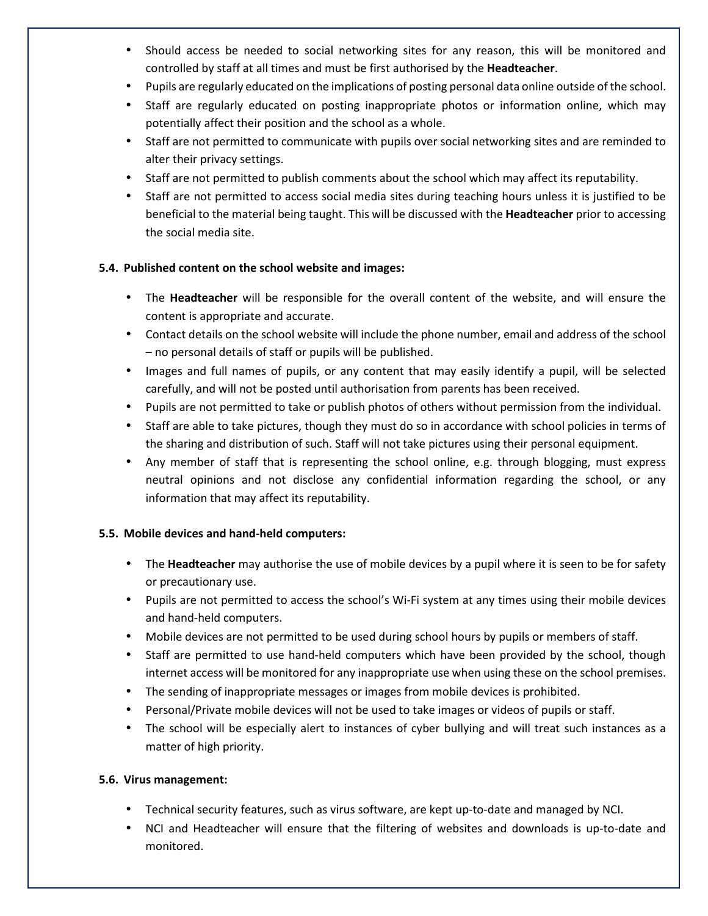- Should access be needed to social networking sites for any reason, this will be monitored and controlled by staff at all times and must be first authorised by the **Headteacher**.
- Pupils are regularly educated on the implications of posting personal data online outside of the school.
- Staff are regularly educated on posting inappropriate photos or information online, which may potentially affect their position and the school as a whole.
- Staff are not permitted to communicate with pupils over social networking sites and are reminded to alter their privacy settings.
- Staff are not permitted to publish comments about the school which may affect its reputability.
- Staff are not permitted to access social media sites during teaching hours unless it is justified to be beneficial to the material being taught. This will be discussed with the **Headteacher** prior to accessing the social media site.

**5.4. Published content on the school website and images:**

- The **Headteacher** will be responsible for the overall content of the website, and will ensure the content is appropriate and accurate.
- Contact details on the school website will include the phone number, email and address of the school – no personal details of staff or pupils will be published.
- Images and full names of pupils, or any content that may easily identify a pupil, will be selected carefully, and will not be posted until authorisation from parents has been received.
- Pupils are not permitted to take or publish photos of others without permission from the individual.
- Staff are able to take pictures, though they must do so in accordance with school policies in terms of the sharing and distribution of such. Staff will not take pictures using their personal equipment.
- Any member of staff that is representing the school online, e.g. through blogging, must express neutral opinions and not disclose any confidential information regarding the school, or any information that may affect its reputability.

**5.5. Mobile devices and hand-held computers:**

- The **Headteacher** may authorise the use of mobile devices by a pupil where it is seen to be for safety or precautionary use.
- Pupils are not permitted to access the school's Wi-Fi system at any times using their mobile devices and hand-held computers.
- Mobile devices are not permitted to be used during school hours by pupils or members of staff.
- Staff are permitted to use hand-held computers which have been provided by the school, though internet access will be monitored for any inappropriate use when using these on the school premises.
- The sending of inappropriate messages or images from mobile devices is prohibited.
- Personal/Private mobile devices will not be used to take images or videos of pupils or staff.
- The school will be especially alert to instances of cyber bullying and will treat such instances as a matter of high priority.

**5.6. Virus management:**

- Technical security features, such as virus software, are kept up-to-date and managed by NCI.
- NCI and Headteacher will ensure that the filtering of websites and downloads is up-to-date and monitored.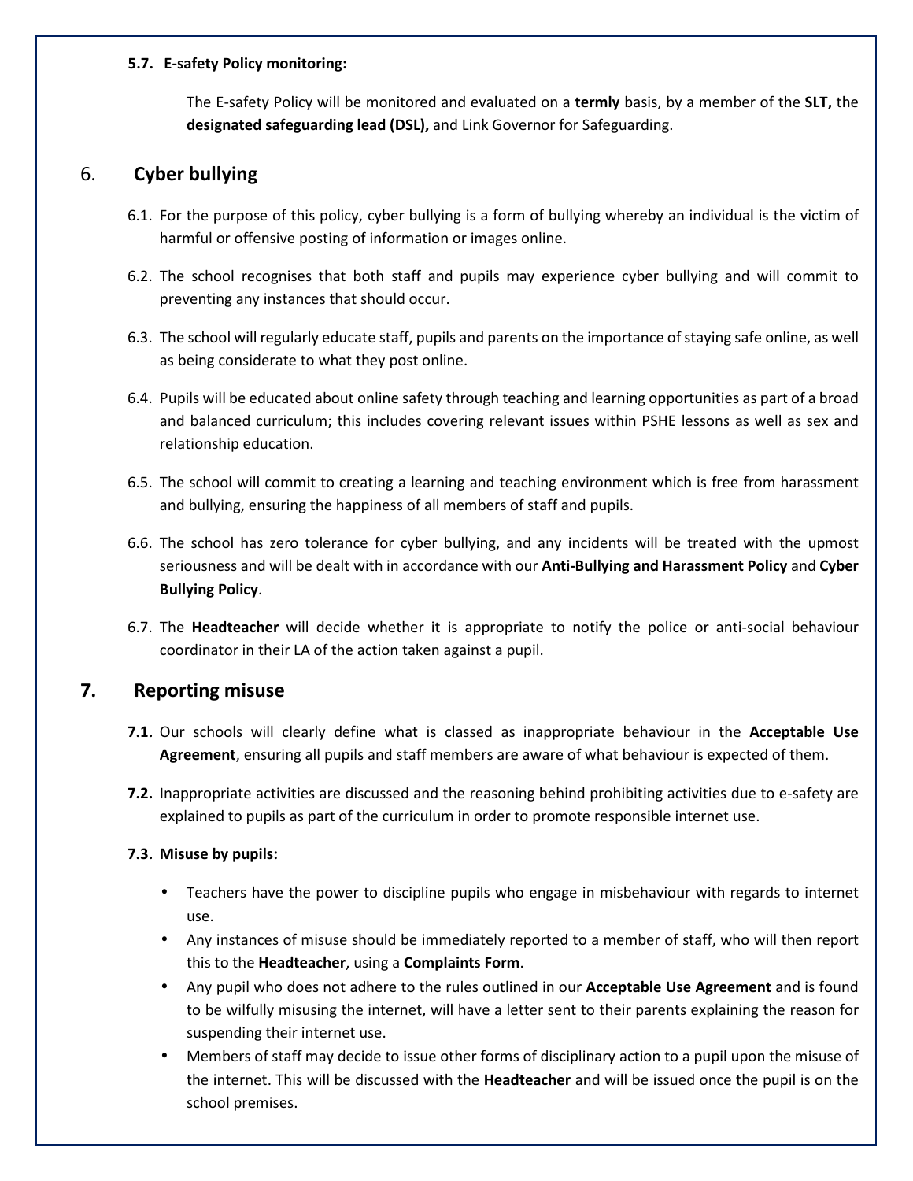**5.7. E-safety Policy monitoring:**

The E-safety Policy will be monitored and evaluated on a **termly** basis, by a member of the **SLT,** the **designated safeguarding lead (DSL),** and Link Governor for Safeguarding.

## 6. Cyber bullying

6.1. For the purpose of this policy, cyber bullying is a form of bullying whereby an individual is the victim of harmful or offensive posting of information or images online.

6.2. The school recognises that both staff and pupils may experience cyber bullying and will commit to preventing any instances that should occur.

6.3. The school will regularly educate staff, pupils and parents on the importance of staying safe online, as well as being considerate to what they post online.

6.4. Pupils will be educated about online safety through teaching and learning opportunities as part of a broad and balanced curriculum; this includes covering relevant issues within PSHE lessons as well as sex and relationship education.

6.5. The school will commit to creating a learning and teaching environment which is free from harassment and bullying, ensuring the happiness of all members of staff and pupils.

6.6. The school has zero tolerance for cyber bullying, and any incidents will be treated with the upmost seriousness and will be dealt with in accordance with our **Anti-Bullying and Harassment Policy** and **Cyber Bullying Policy**.

6.7. The **Headteacher** will decide whether it is appropriate to notify the police or anti-social behaviour coordinator in their LA of the action taken against a pupil.

## 7. Reporting misuse

**7.1.** Our schools will clearly define what is classed as inappropriate behaviour in the **Acceptable Use Agreement**, ensuring all pupils and staff members are aware of what behaviour is expected of them.

**7.2.** Inappropriate activities are discussed and the reasoning behind prohibiting activities due to e-safety are explained to pupils as part of the curriculum in order to promote responsible internet use.

**7.3. Misuse by pupils:**

- Teachers have the power to discipline pupils who engage in misbehaviour with regards to internet use.
- Any instances of misuse should be immediately reported to a member of staff, who will then report this to the **Headteacher**, using a **Complaints Form**.
- Any pupil who does not adhere to the rules outlined in our **Acceptable Use Agreement** and is found to be wilfully misusing the internet, will have a letter sent to their parents explaining the reason for suspending their internet use.
- Members of staff may decide to issue other forms of disciplinary action to a pupil upon the misuse of the internet. This will be discussed with the **Headteacher** and will be issued once the pupil is on the school premises.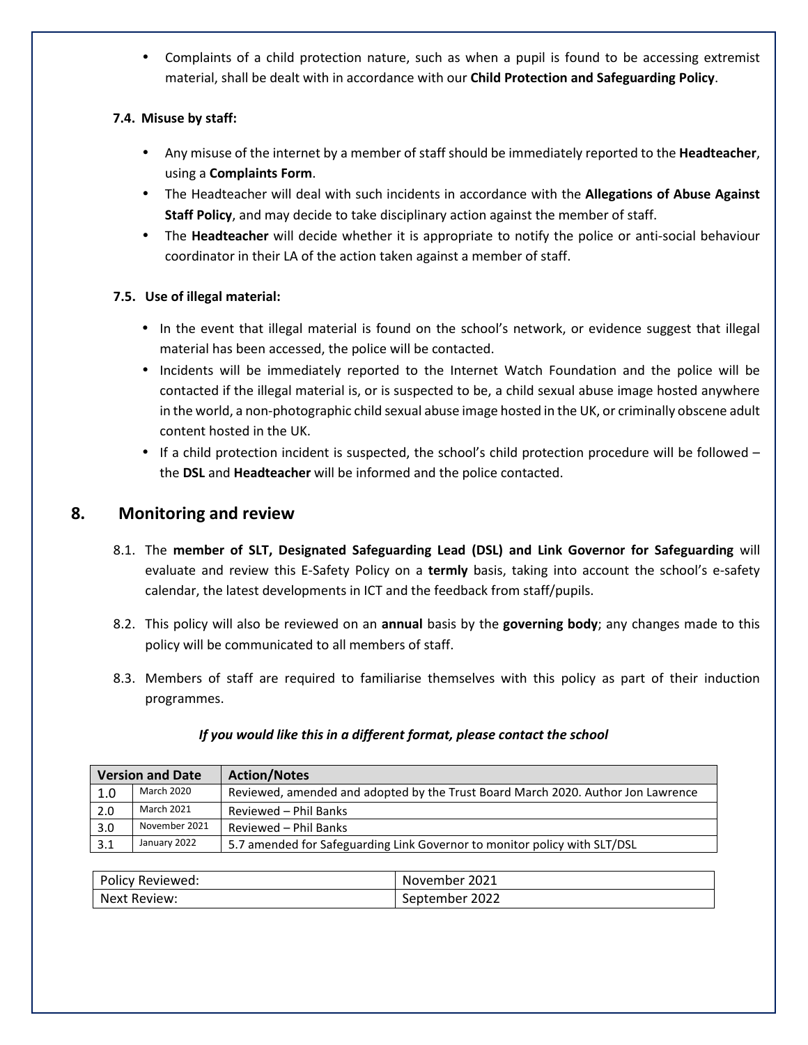- Complaints of a child protection nature, such as when a pupil is found to be accessing extremist material, shall be dealt with in accordance with our **Child Protection and Safeguarding Policy**.

**7.4. Misuse by staff:**

- Any misuse of the internet by a member of staff should be immediately reported to the **Headteacher**, using a **Complaints Form**.
- The Headteacher will deal with such incidents in accordance with the **Allegations of Abuse Against Staff Policy**, and may decide to take disciplinary action against the member of staff.
- The **Headteacher** will decide whether it is appropriate to notify the police or anti-social behaviour coordinator in their LA of the action taken against a member of staff.

**7.5. Use of illegal material:**

- In the event that illegal material is found on the school's network, or evidence suggest that illegal material has been accessed, the police will be contacted.
- Incidents will be immediately reported to the Internet Watch Foundation and the police will be contacted if the illegal material is, or is suspected to be, a child sexual abuse image hosted anywhere in the world, a non-photographic child sexual abuse image hosted in the UK, or criminally obscene adult content hosted in the UK.
- If a child protection incident is suspected, the school's child protection procedure will be followed – the **DSL** and **Headteacher** will be informed and the police contacted.

## 8. Monitoring and review

8.1. The **member of SLT, Designated Safeguarding Lead (DSL) and Link Governor for Safeguarding** will evaluate and review this E-Safety Policy on a **termly** basis, taking into account the school's e-safety calendar, the latest developments in ICT and the feedback from staff/pupils.

8.2. This policy will also be reviewed on an **annual** basis by the **governing body**; any changes made to this policy will be communicated to all members of staff.

8.3. Members of staff are required to familiarise themselves with this policy as part of their induction programmes.

***If you would like this in a different format, please contact the school***

| Version and Date | | Action/Notes |
|---|---|---|
| 1.0 | March 2020 | Reviewed, amended and adopted by the Trust Board March 2020. Author Jon Lawrence |
| 2.0 | March 2021 | Reviewed – Phil Banks |
| 3.0 | November 2021 | Reviewed – Phil Banks |
| 3.1 | January 2022 | 5.7 amended for Safeguarding Link Governor to monitor policy with SLT/DSL |

| | |
|---|---|
| Policy Reviewed: | November 2021 |
| Next Review: | September 2022 |